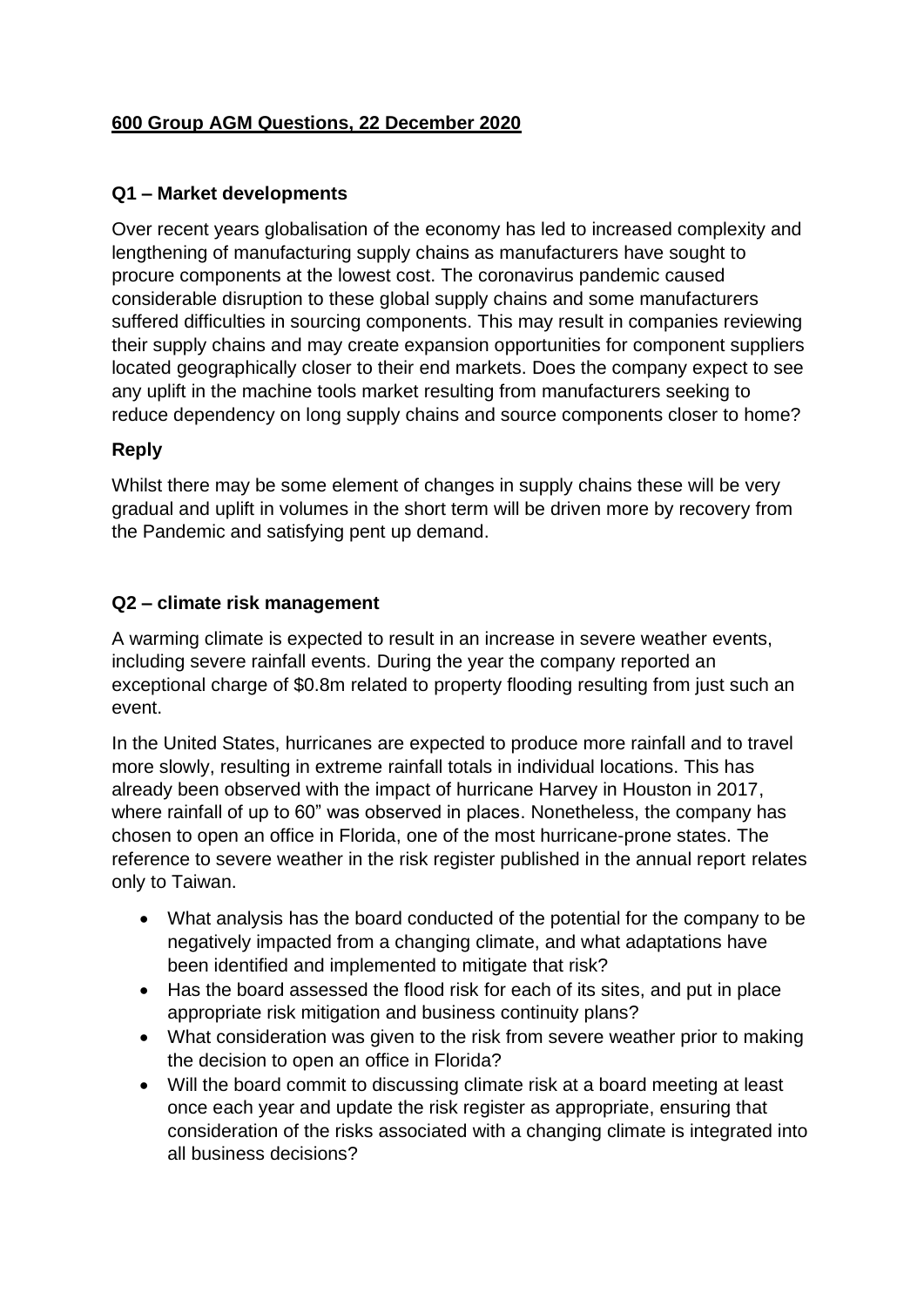# 600 Group AGM Questions, 22 December 2020

## Q1 – Market developments

Over recent years globalisation of the economy has led to increased complexity and lengthening of manufacturing supply chains as manufacturers have sought to procure components at the lowest cost. The coronavirus pandemic caused considerable disruption to these global supply chains and some manufacturers suffered difficulties in sourcing components. This may result in companies reviewing their supply chains and may create expansion opportunities for component suppliers located geographically closer to their end markets. Does the company expect to see any uplift in the machine tools market resulting from manufacturers seeking to reduce dependency on long supply chains and source components closer to home?

### Reply

Whilst there may be some element of changes in supply chains these will be very gradual and uplift in volumes in the short term will be driven more by recovery from the Pandemic and satisfying pent up demand.

## Q2 – climate risk management

A warming climate is expected to result in an increase in severe weather events, including severe rainfall events. During the year the company reported an exceptional charge of $0.8m related to property flooding resulting from just such an event.

In the United States, hurricanes are expected to produce more rainfall and to travel more slowly, resulting in extreme rainfall totals in individual locations. This has already been observed with the impact of hurricane Harvey in Houston in 2017, where rainfall of up to 60" was observed in places. Nonetheless, the company has chosen to open an office in Florida, one of the most hurricane-prone states. The reference to severe weather in the risk register published in the annual report relates only to Taiwan.

- What analysis has the board conducted of the potential for the company to be negatively impacted from a changing climate, and what adaptations have been identified and implemented to mitigate that risk?
- Has the board assessed the flood risk for each of its sites, and put in place appropriate risk mitigation and business continuity plans?
- What consideration was given to the risk from severe weather prior to making the decision to open an office in Florida?
- Will the board commit to discussing climate risk at a board meeting at least once each year and update the risk register as appropriate, ensuring that consideration of the risks associated with a changing climate is integrated into all business decisions?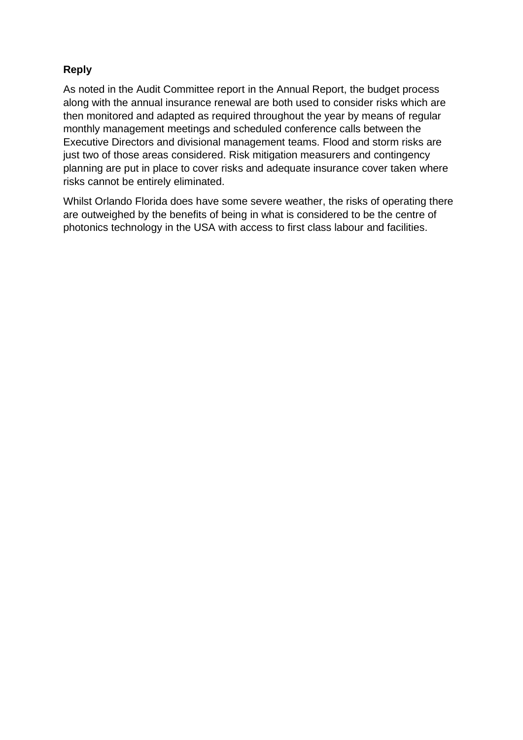**Reply**

As noted in the Audit Committee report in the Annual Report, the budget process along with the annual insurance renewal are both used to consider risks which are then monitored and adapted as required throughout the year by means of regular monthly management meetings and scheduled conference calls between the Executive Directors and divisional management teams. Flood and storm risks are just two of those areas considered. Risk mitigation measurers and contingency planning are put in place to cover risks and adequate insurance cover taken where risks cannot be entirely eliminated.

Whilst Orlando Florida does have some severe weather, the risks of operating there are outweighed by the benefits of being in what is considered to be the centre of photonics technology in the USA with access to first class labour and facilities.